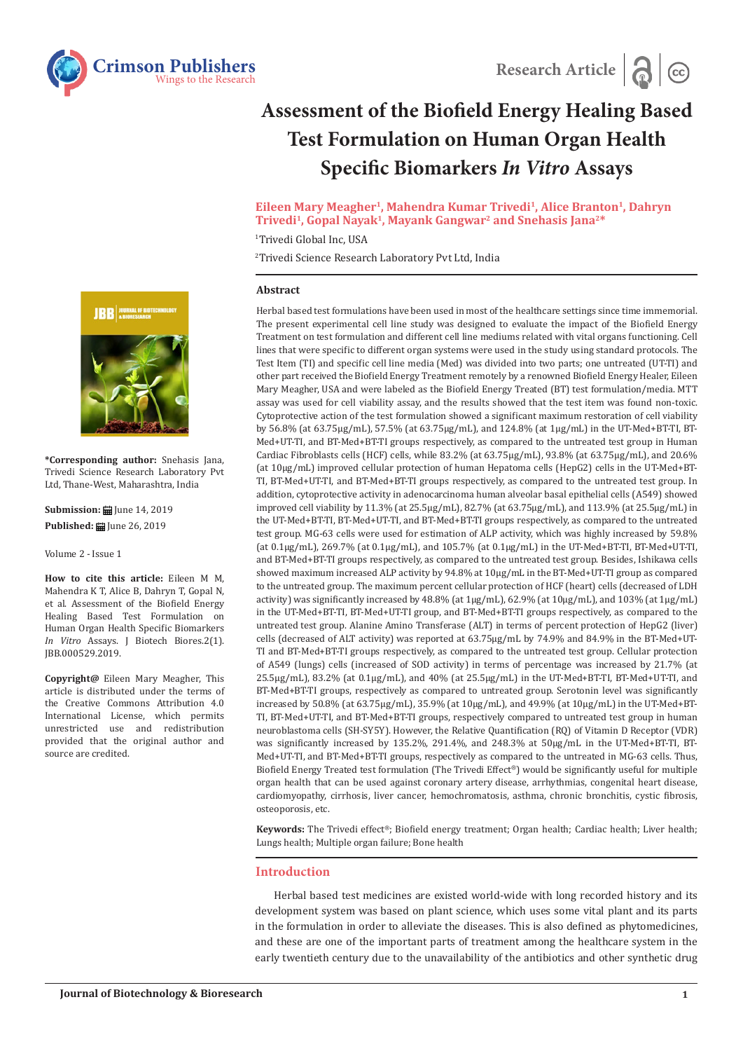Research Article

# Assessment of the Biofield Energy Healing Based Test Formulation on Human Organ Health Specific Biomarkers *In Vitro* Assays

**Eileen Mary Meagher[1], Mahendra Kumar Trivedi[1], Alice Branton[1], Dahryn Trivedi[1], Gopal Nayak[1], Mayank Gangwar[2] and Snehasis Jana[2]***

[1]Trivedi Global Inc, USA

[2]Trivedi Science Research Laboratory Pvt Ltd, India

**\*Corresponding author:** Snehasis Jana, Trivedi Science Research Laboratory Pvt Ltd, Thane-West, Maharashtra, India

**Submission:** June 14, 2019

**Published:** June 26, 2019

Volume 2 - Issue 1

**How to cite this article:** Eileen M M, Mahendra K T, Alice B, Dahryn T, Gopal N, et al. Assessment of the Biofield Energy Healing Based Test Formulation on Human Organ Health Specific Biomarkers *In Vitro* Assays. J Biotech Biores.2(1). JBB.000529.2019.

**Copyright@** Eileen Mary Meagher, This article is distributed under the terms of the Creative Commons Attribution 4.0 International License, which permits unrestricted use and redistribution provided that the original author and source are credited.

## Abstract

Herbal based test formulations have been used in most of the healthcare settings since time immemorial. The present experimental cell line study was designed to evaluate the impact of the Biofield Energy Treatment on test formulation and different cell line mediums related with vital organs functioning. Cell lines that were specific to different organ systems were used in the study using standard protocols. The Test Item (TI) and specific cell line media (Med) was divided into two parts; one untreated (UT-TI) and other part received the Biofield Energy Treatment remotely by a renowned Biofield Energy Healer, Eileen Mary Meagher, USA and were labeled as the Biofield Energy Treated (BT) test formulation/media. MTT assay was used for cell viability assay, and the results showed that the test item was found non-toxic. Cytoprotective action of the test formulation showed a significant maximum restoration of cell viability by 56.8% (at 63.75μg/mL), 57.5% (at 63.75μg/mL), and 124.8% (at 1μg/mL) in the UT-Med+BT-TI, BT-Med+UT-TI, and BT-Med+BT-TI groups respectively, as compared to the untreated test group in Human Cardiac Fibroblasts cells (HCF) cells, while 83.2% (at 63.75μg/mL), 93.8% (at 63.75μg/mL), and 20.6% (at 10μg/mL) improved cellular protection of human Hepatoma cells (HepG2) cells in the UT-Med+BT-TI, BT-Med+UT-TI, and BT-Med+BT-TI groups respectively, as compared to the untreated test group. In addition, cytoprotective activity in adenocarcinoma human alveolar basal epithelial cells (A549) showed improved cell viability by 11.3% (at 25.5μg/mL), 82.7% (at 63.75μg/mL), and 113.9% (at 25.5μg/mL) in the UT-Med+BT-TI, BT-Med+UT-TI, and BT-Med+BT-TI groups respectively, as compared to the untreated test group. MG-63 cells were used for estimation of ALP activity, which was highly increased by 59.8% (at 0.1μg/mL), 269.7% (at 0.1μg/mL), and 105.7% (at 0.1μg/mL) in the UT-Med+BT-TI, BT-Med+UT-TI, and BT-Med+BT-TI groups respectively, as compared to the untreated test group. Besides, Ishikawa cells showed maximum increased ALP activity by 94.8% at 10μg/mL in the BT-Med+UT-TI group as compared to the untreated group. The maximum percent cellular protection of HCF (heart) cells (decreased of LDH activity) was significantly increased by 48.8% (at 1μg/mL), 62.9% (at 10μg/mL), and 103% (at 1μg/mL) in the UT-Med+BT-TI, BT-Med+UT-TI group, and BT-Med+BT-TI groups respectively, as compared to the untreated test group. Alanine Amino Transferase (ALT) in terms of percent protection of HepG2 (liver) cells (decreased of ALT activity) was reported at 63.75μg/mL by 74.9% and 84.9% in the BT-Med+UT-TI and BT-Med+BT-TI groups respectively, as compared to the untreated test group. Cellular protection of A549 (lungs) cells (increased of SOD activity) in terms of percentage was increased by 21.7% (at 25.5μg/mL), 83.2% (at 0.1μg/mL), and 40% (at 25.5μg/mL) in the UT-Med+BT-TI, BT-Med+UT-TI, and BT-Med+BT-TI groups, respectively as compared to untreated group. Serotonin level was significantly increased by 50.8% (at 63.75μg/mL), 35.9% (at 10μg/mL), and 49.9% (at 10μg/mL) in the UT-Med+BT-TI, BT-Med+UT-TI, and BT-Med+BT-TI groups, respectively compared to untreated test group in human neuroblastoma cells (SH-SY5Y). However, the Relative Quantification (RQ) of Vitamin D Receptor (VDR) was significantly increased by 135.2%, 291.4%, and 248.3% at 50μg/mL in the UT-Med+BT-TI, BT-Med+UT-TI, and BT-Med+BT-TI groups, respectively as compared to the untreated in MG-63 cells. Thus, Biofield Energy Treated test formulation (The Trivedi Effect®) would be significantly useful for multiple organ health that can be used against coronary artery disease, arrhythmias, congenital heart disease, cardiomyopathy, cirrhosis, liver cancer, hemochromatosis, asthma, chronic bronchitis, cystic fibrosis, osteoporosis, etc.

**Keywords:** The Trivedi effect®; Biofield energy treatment; Organ health; Cardiac health; Liver health; Lungs health; Multiple organ failure; Bone health

## Introduction

Herbal based test medicines are existed world-wide with long recorded history and its development system was based on plant science, which uses some vital plant and its parts in the formulation in order to alleviate the diseases. This is also defined as phytomedicines, and these are one of the important parts of treatment among the healthcare system in the early twentieth century due to the unavailability of the antibiotics and other synthetic drug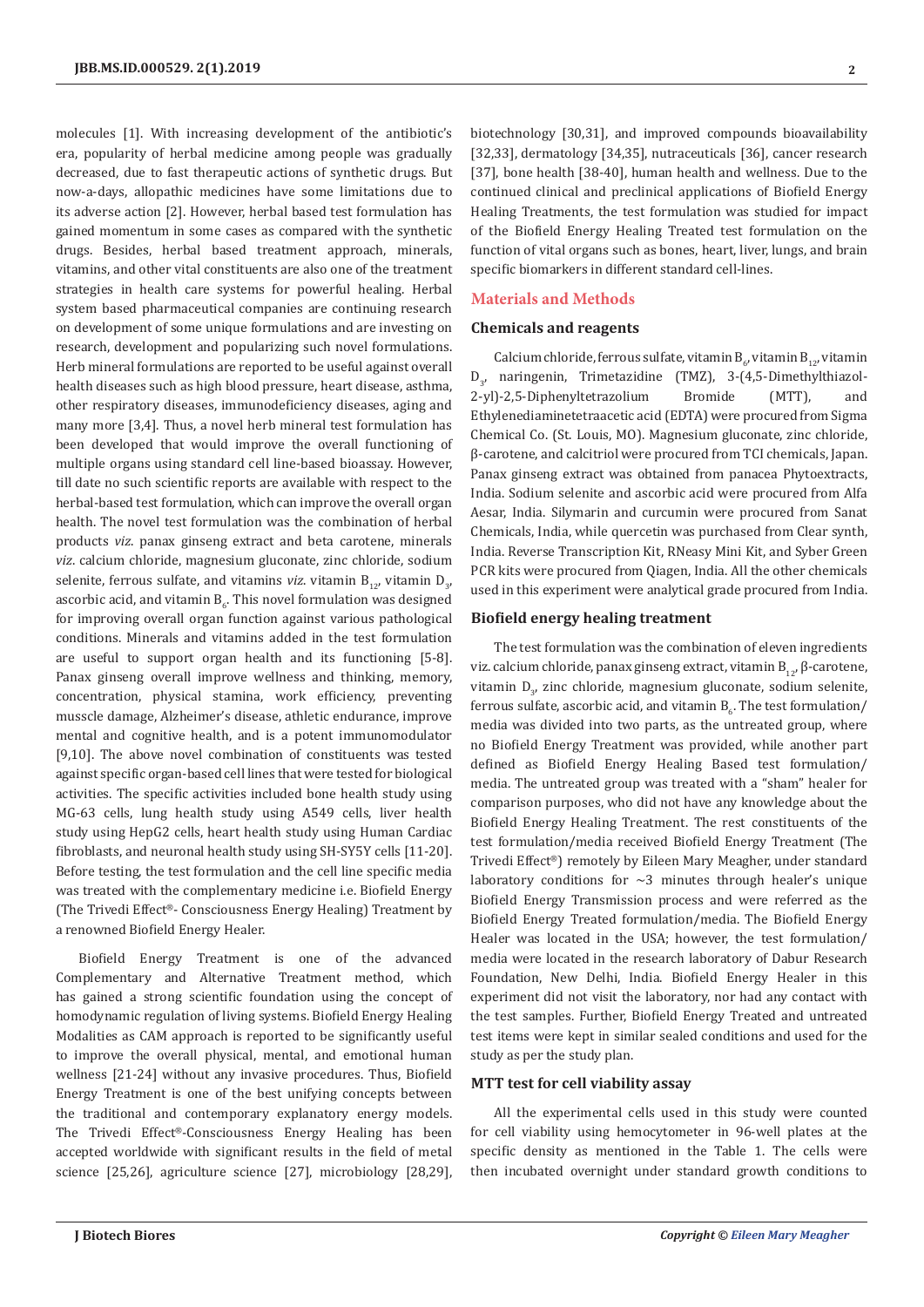molecules [1]. With increasing development of the antibiotic's era, popularity of herbal medicine among people was gradually decreased, due to fast therapeutic actions of synthetic drugs. But now-a-days, allopathic medicines have some limitations due to its adverse action [2]. However, herbal based test formulation has gained momentum in some cases as compared with the synthetic drugs. Besides, herbal based treatment approach, minerals, vitamins, and other vital constituents are also one of the treatment strategies in health care systems for powerful healing. Herbal system based pharmaceutical companies are continuing research on development of some unique formulations and are investing on research, development and popularizing such novel formulations. Herb mineral formulations are reported to be useful against overall health diseases such as high blood pressure, heart disease, asthma, other respiratory diseases, immunodeficiency diseases, aging and many more [3,4]. Thus, a novel herb mineral test formulation has been developed that would improve the overall functioning of multiple organs using standard cell line-based bioassay. However, till date no such scientific reports are available with respect to the herbal-based test formulation, which can improve the overall organ health. The novel test formulation was the combination of herbal products *viz.* panax ginseng extract and beta carotene, minerals *viz.* calcium chloride, magnesium gluconate, zinc chloride, sodium selenite, ferrous sulfate, and vitamins *viz.* vitamin $B_{12}$, vitamin $D_3$, ascorbic acid, and vitamin $B_6$. This novel formulation was designed for improving overall organ function against various pathological conditions. Minerals and vitamins added in the test formulation are useful to support organ health and its functioning [5-8]. Panax ginseng overall improve wellness and thinking, memory, concentration, physical stamina, work efficiency, preventing musscle damage, Alzheimer's disease, athletic endurance, improve mental and cognitive health, and is a potent immunomodulator [9,10]. The above novel combination of constituents was tested against specific organ-based cell lines that were tested for biological activities. The specific activities included bone health study using MG-63 cells, lung health study using A549 cells, liver health study using HepG2 cells, heart health study using Human Cardiac fibroblasts, and neuronal health study using SH-SY5Y cells [11-20]. Before testing, the test formulation and the cell line specific media was treated with the complementary medicine i.e. Biofield Energy (The Trivedi Effect®- Consciousness Energy Healing) Treatment by a renowned Biofield Energy Healer.

Biofield Energy Treatment is one of the advanced Complementary and Alternative Treatment method, which has gained a strong scientific foundation using the concept of homodynamic regulation of living systems. Biofield Energy Healing Modalities as CAM approach is reported to be significantly useful to improve the overall physical, mental, and emotional human wellness [21-24] without any invasive procedures. Thus, Biofield Energy Treatment is one of the best unifying concepts between the traditional and contemporary explanatory energy models. The Trivedi Effect®-Consciousness Energy Healing has been accepted worldwide with significant results in the field of metal science [25,26], agriculture science [27], microbiology [28,29], biotechnology [30,31], and improved compounds bioavailability [32,33], dermatology [34,35], nutraceuticals [36], cancer research [37], bone health [38-40], human health and wellness. Due to the continued clinical and preclinical applications of Biofield Energy Healing Treatments, the test formulation was studied for impact of the Biofield Energy Healing Treated test formulation on the function of vital organs such as bones, heart, liver, lungs, and brain specific biomarkers in different standard cell-lines.

## Materials and Methods

### Chemicals and reagents

Calcium chloride, ferrous sulfate, vitamin $B_6$, vitamin $B_{12}$, vitamin $D_3$, naringenin, Trimetazidine (TMZ), 3-(4,5-Dimethylthiazol-2-yl)-2,5-Diphenyltetrazolium Bromide (MTT), and Ethylenediaminetetraacetic acid (EDTA) were procured from Sigma Chemical Co. (St. Louis, MO). Magnesium gluconate, zinc chloride, β-carotene, and calcitriol were procured from TCI chemicals, Japan. Panax ginseng extract was obtained from panacea Phytoextracts, India. Sodium selenite and ascorbic acid were procured from Alfa Aesar, India. Silymarin and curcumin were procured from Sanat Chemicals, India, while quercetin was purchased from Clear synth, India. Reverse Transcription Kit, RNeasy Mini Kit, and Syber Green PCR kits were procured from Qiagen, India. All the other chemicals used in this experiment were analytical grade procured from India.

### Biofield energy healing treatment

The test formulation was the combination of eleven ingredients viz. calcium chloride, panax ginseng extract, vitamin $B_{12}$, β-carotene, vitamin $D_3$, zinc chloride, magnesium gluconate, sodium selenite, ferrous sulfate, ascorbic acid, and vitamin $B_6$. The test formulation/media was divided into two parts, as the untreated group, where no Biofield Energy Treatment was provided, while another part defined as Biofield Energy Healing Based test formulation/media. The untreated group was treated with a "sham" healer for comparison purposes, who did not have any knowledge about the Biofield Energy Healing Treatment. The rest constituents of the test formulation/media received Biofield Energy Treatment (The Trivedi Effect®) remotely by Eileen Mary Meagher, under standard laboratory conditions for ~3 minutes through healer's unique Biofield Energy Transmission process and were referred as the Biofield Energy Treated formulation/media. The Biofield Energy Healer was located in the USA; however, the test formulation/media were located in the research laboratory of Dabur Research Foundation, New Delhi, India. Biofield Energy Healer in this experiment did not visit the laboratory, nor had any contact with the test samples. Further, Biofield Energy Treated and untreated test items were kept in similar sealed conditions and used for the study as per the study plan.

### MTT test for cell viability assay

All the experimental cells used in this study were counted for cell viability using hemocytometer in 96-well plates at the specific density as mentioned in the Table 1. The cells were then incubated overnight under standard growth conditions to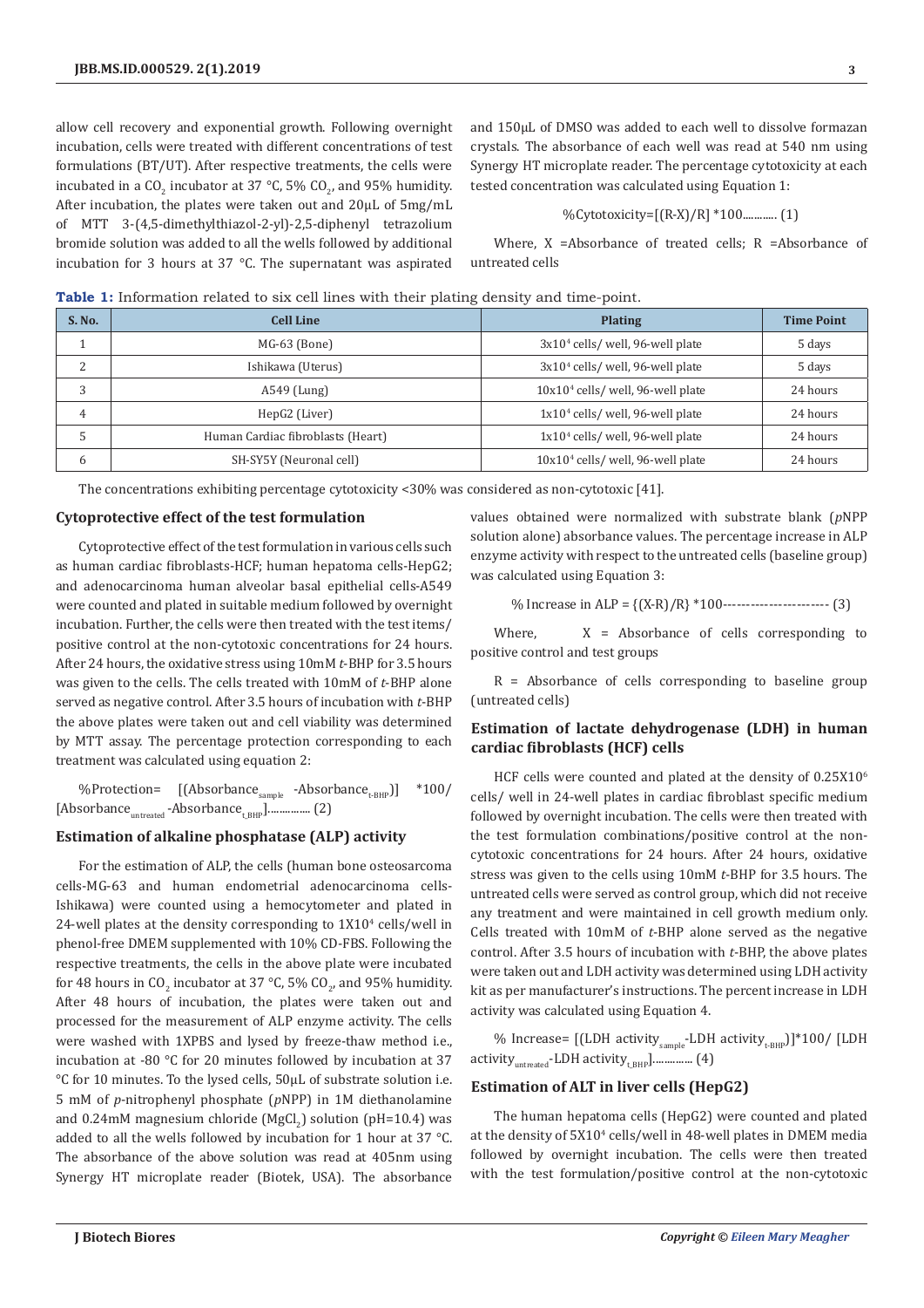allow cell recovery and exponential growth. Following overnight incubation, cells were treated with different concentrations of test formulations (BT/UT). After respective treatments, the cells were incubated in a $CO_2$ incubator at 37 °C, 5% $CO_2$, and 95% humidity. After incubation, the plates were taken out and 20μL of 5mg/mL of MTT 3-(4,5-dimethylthiazol-2-yl)-2,5-diphenyl tetrazolium bromide solution was added to all the wells followed by additional incubation for 3 hours at 37 °C. The supernatant was aspirated and 150μL of DMSO was added to each well to dissolve formazan crystals. The absorbance of each well was read at 540 nm using Synergy HT microplate reader. The percentage cytotoxicity at each tested concentration was calculated using Equation 1:

$$\%Cytotoxicity=[(R-X)/R]*100............ (1)$$

Where, X =Absorbance of treated cells; R =Absorbance of untreated cells

**Table 1:** Information related to six cell lines with their plating density and time-point.

| S. No. | Cell Line | Plating | Time Point |
|---|---|---|---|
| 1 | MG-63 (Bone) | $3x10^4$ cells/ well, 96-well plate | 5 days |
| 2 | Ishikawa (Uterus) | $3x10^4$ cells/ well, 96-well plate | 5 days |
| 3 | A549 (Lung) | $10x10^4$ cells/ well, 96-well plate | 24 hours |
| 4 | HepG2 (Liver) | $1x10^4$ cells/ well, 96-well plate | 24 hours |
| 5 | Human Cardiac fibroblasts (Heart) | $1x10^4$ cells/ well, 96-well plate | 24 hours |
| 6 | SH-SY5Y (Neuronal cell) | $10x10^4$ cells/ well, 96-well plate | 24 hours |

The concentrations exhibiting percentage cytotoxicity <30% was considered as non-cytotoxic [41].

### Cytoprotective effect of the test formulation

Cytoprotective effect of the test formulation in various cells such as human cardiac fibroblasts-HCF; human hepatoma cells-HepG2; and adenocarcinoma human alveolar basal epithelial cells-A549 were counted and plated in suitable medium followed by overnight incubation. Further, the cells were then treated with the test items/positive control at the non-cytotoxic concentrations for 24 hours. After 24 hours, the oxidative stress using 10mM *t*-BHP for 3.5 hours was given to the cells. The cells treated with 10mM of *t*-BHP alone served as negative control. After 3.5 hours of incubation with *t*-BHP the above plates were taken out and cell viability was determined by MTT assay. The percentage protection corresponding to each treatment was calculated using equation 2:

$$\%Protection= [(Absorbance_{sample} -Absorbance_{t\text{-}BHP})] *100/ [Absorbance_{untreated} -Absorbance_{t\_BHP}].............. (2)$$

### Estimation of alkaline phosphatase (ALP) activity

For the estimation of ALP, the cells (human bone osteosarcoma cells-MG-63 and human endometrial adenocarcinoma cells-Ishikawa) were counted using a hemocytometer and plated in 24-well plates at the density corresponding to $1X10^4$ cells/well in phenol-free DMEM supplemented with 10% CD-FBS. Following the respective treatments, the cells in the above plate were incubated for 48 hours in $CO_2$ incubator at 37 °C, 5% $CO_2$, and 95% humidity. After 48 hours of incubation, the plates were taken out and processed for the measurement of ALP enzyme activity. The cells were washed with 1XPBS and lysed by freeze-thaw method i.e., incubation at -80 °C for 20 minutes followed by incubation at 37 °C for 10 minutes. To the lysed cells, 50μL of substrate solution i.e. 5 mM of *p*-nitrophenyl phosphate (*p*NPP) in 1M diethanolamine and 0.24mM magnesium chloride ($MgCl_2$) solution (pH=10.4) was added to all the wells followed by incubation for 1 hour at 37 °C. The absorbance of the above solution was read at 405nm using Synergy HT microplate reader (Biotek, USA). The absorbance values obtained were normalized with substrate blank (*p*NPP solution alone) absorbance values. The percentage increase in ALP enzyme activity with respect to the untreated cells (baseline group) was calculated using Equation 3:

$$\% \text{ Increase in ALP} = \{(X-R)/R\} *100\text{-----------------------} (3)$$

Where, X = Absorbance of cells corresponding to positive control and test groups

R = Absorbance of cells corresponding to baseline group (untreated cells)

### Estimation of lactate dehydrogenase (LDH) in human cardiac fibroblasts (HCF) cells

HCF cells were counted and plated at the density of $0.25X10^6$ cells/ well in 24-well plates in cardiac fibroblast specific medium followed by overnight incubation. The cells were then treated with the test formulation combinations/positive control at the non-cytotoxic concentrations for 24 hours. After 24 hours, oxidative stress was given to the cells using 10mM *t*-BHP for 3.5 hours. The untreated cells were served as control group, which did not receive any treatment and were maintained in cell growth medium only. Cells treated with 10mM of *t*-BHP alone served as the negative control. After 3.5 hours of incubation with *t*-BHP, the above plates were taken out and LDH activity was determined using LDH activity kit as per manufacturer's instructions. The percent increase in LDH activity was calculated using Equation 4.

$$\% \text{ Increase}= [(LDH\ activity_{sample}-LDH\ activity_{t\text{-}BHP})]*100/ [LDH\ activity_{untreated}-LDH\ activity_{t\_BHP}].............. (4)$$

### Estimation of ALT in liver cells (HepG2)

The human hepatoma cells (HepG2) were counted and plated at the density of $5X10^4$ cells/well in 48-well plates in DMEM media followed by overnight incubation. The cells were then treated with the test formulation/positive control at the non-cytotoxic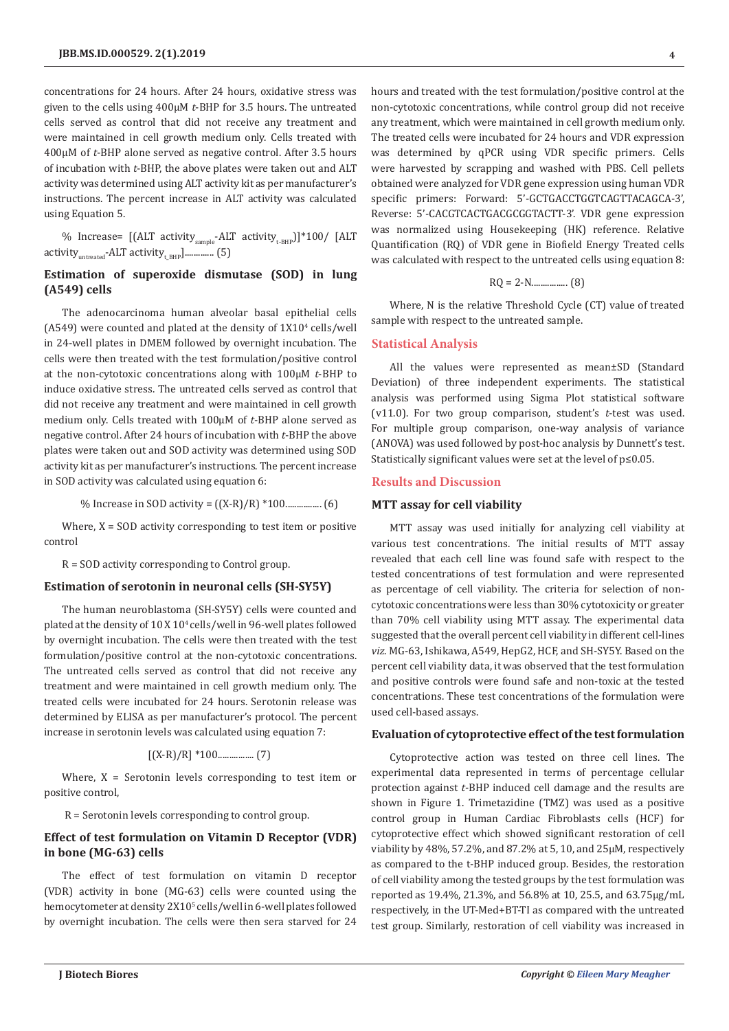concentrations for 24 hours. After 24 hours, oxidative stress was given to the cells using 400µM *t*-BHP for 3.5 hours. The untreated cells served as control that did not receive any treatment and were maintained in cell growth medium only. Cells treated with 400µM of *t*-BHP alone served as negative control. After 3.5 hours of incubation with *t*-BHP, the above plates were taken out and ALT activity was determined using ALT activity kit as per manufacturer's instructions. The percent increase in ALT activity was calculated using Equation 5.

$$\% \text{ Increase} = [(\text{ALT activity}_{sample} - \text{ALT activity}_{t\text{-}BHP})]*100/ [\text{ALT activity}_{untreated} - \text{ALT activity}_{t\_BHP}] \ldots\ldots\ldots\ldots (5)$$

## Estimation of superoxide dismutase (SOD) in lung (A549) cells

The adenocarcinoma human alveolar basal epithelial cells (A549) were counted and plated at the density of $1X10^4$ cells/well in 24-well plates in DMEM followed by overnight incubation. The cells were then treated with the test formulation/positive control at the non-cytotoxic concentrations along with 100µM *t*-BHP to induce oxidative stress. The untreated cells served as control that did not receive any treatment and were maintained in cell growth medium only. Cells treated with 100µM of *t*-BHP alone served as negative control. After 24 hours of incubation with *t*-BHP the above plates were taken out and SOD activity was determined using SOD activity kit as per manufacturer's instructions. The percent increase in SOD activity was calculated using equation 6:

$$\% \text{ Increase in SOD activity} = ((X-R)/R)*100 \ldots\ldots\ldots\ldots (6)$$

Where, X = SOD activity corresponding to test item or positive control

R = SOD activity corresponding to Control group.

## Estimation of serotonin in neuronal cells (SH-SY5Y)

The human neuroblastoma (SH-SY5Y) cells were counted and plated at the density of $10 X 10^4$ cells/well in 96-well plates followed by overnight incubation. The cells were then treated with the test formulation/positive control at the non-cytotoxic concentrations. The untreated cells served as control that did not receive any treatment and were maintained in cell growth medium only. The treated cells were incubated for 24 hours. Serotonin release was determined by ELISA as per manufacturer's protocol. The percent increase in serotonin levels was calculated using equation 7:

$$[(X-R)/R]*100 \ldots\ldots\ldots\ldots (7)$$

Where, X = Serotonin levels corresponding to test item or positive control,

R = Serotonin levels corresponding to control group.

## Effect of test formulation on Vitamin D Receptor (VDR) in bone (MG-63) cells

The effect of test formulation on vitamin D receptor (VDR) activity in bone (MG-63) cells were counted using the hemocytometer at density $2X10^5$ cells/well in 6-well plates followed by overnight incubation. The cells were then sera starved for 24 hours and treated with the test formulation/positive control at the non-cytotoxic concentrations, while control group did not receive any treatment, which were maintained in cell growth medium only. The treated cells were incubated for 24 hours and VDR expression was determined by qPCR using VDR specific primers. Cells were harvested by scrapping and washed with PBS. Cell pellets obtained were analyzed for VDR gene expression using human VDR specific primers: Forward: 5'-GCTGACCTGGTCAGTTACAGCA-3', Reverse: 5'-CACGTCACTGACGCGGTACTT-3'. VDR gene expression was normalized using Housekeeping (HK) reference. Relative Quantification (RQ) of VDR gene in Biofield Energy Treated cells was calculated with respect to the untreated cells using equation 8:

$$RQ = 2\text{-}N \ldots\ldots\ldots\ldots (8)$$

Where, N is the relative Threshold Cycle (CT) value of treated sample with respect to the untreated sample.

## Statistical Analysis

All the values were represented as mean±SD (Standard Deviation) of three independent experiments. The statistical analysis was performed using Sigma Plot statistical software (v11.0). For two group comparison, student's *t*-test was used. For multiple group comparison, one-way analysis of variance (ANOVA) was used followed by post-hoc analysis by Dunnett's test. Statistically significant values were set at the level of $p \leq 0.05$.

## Results and Discussion

### MTT assay for cell viability

MTT assay was used initially for analyzing cell viability at various test concentrations. The initial results of MTT assay revealed that each cell line was found safe with respect to the tested concentrations of test formulation and were represented as percentage of cell viability. The criteria for selection of non-cytotoxic concentrations were less than 30% cytotoxicity or greater than 70% cell viability using MTT assay. The experimental data suggested that the overall percent cell viability in different cell-lines *viz.* MG-63, Ishikawa, A549, HepG2, HCF, and SH-SY5Y. Based on the percent cell viability data, it was observed that the test formulation and positive controls were found safe and non-toxic at the tested concentrations. These test concentrations of the formulation were used cell-based assays.

### Evaluation of cytoprotective effect of the test formulation

Cytoprotective action was tested on three cell lines. The experimental data represented in terms of percentage cellular protection against *t*-BHP induced cell damage and the results are shown in Figure 1. Trimetazidine (TMZ) was used as a positive control group in Human Cardiac Fibroblasts cells (HCF) for cytoprotective effect which showed significant restoration of cell viability by 48%, 57.2%, and 87.2% at 5, 10, and 25µM, respectively as compared to the t-BHP induced group. Besides, the restoration of cell viability among the tested groups by the test formulation was reported as 19.4%, 21.3%, and 56.8% at 10, 25.5, and 63.75µg/mL respectively, in the UT-Med+BT-TI as compared with the untreated test group. Similarly, restoration of cell viability was increased in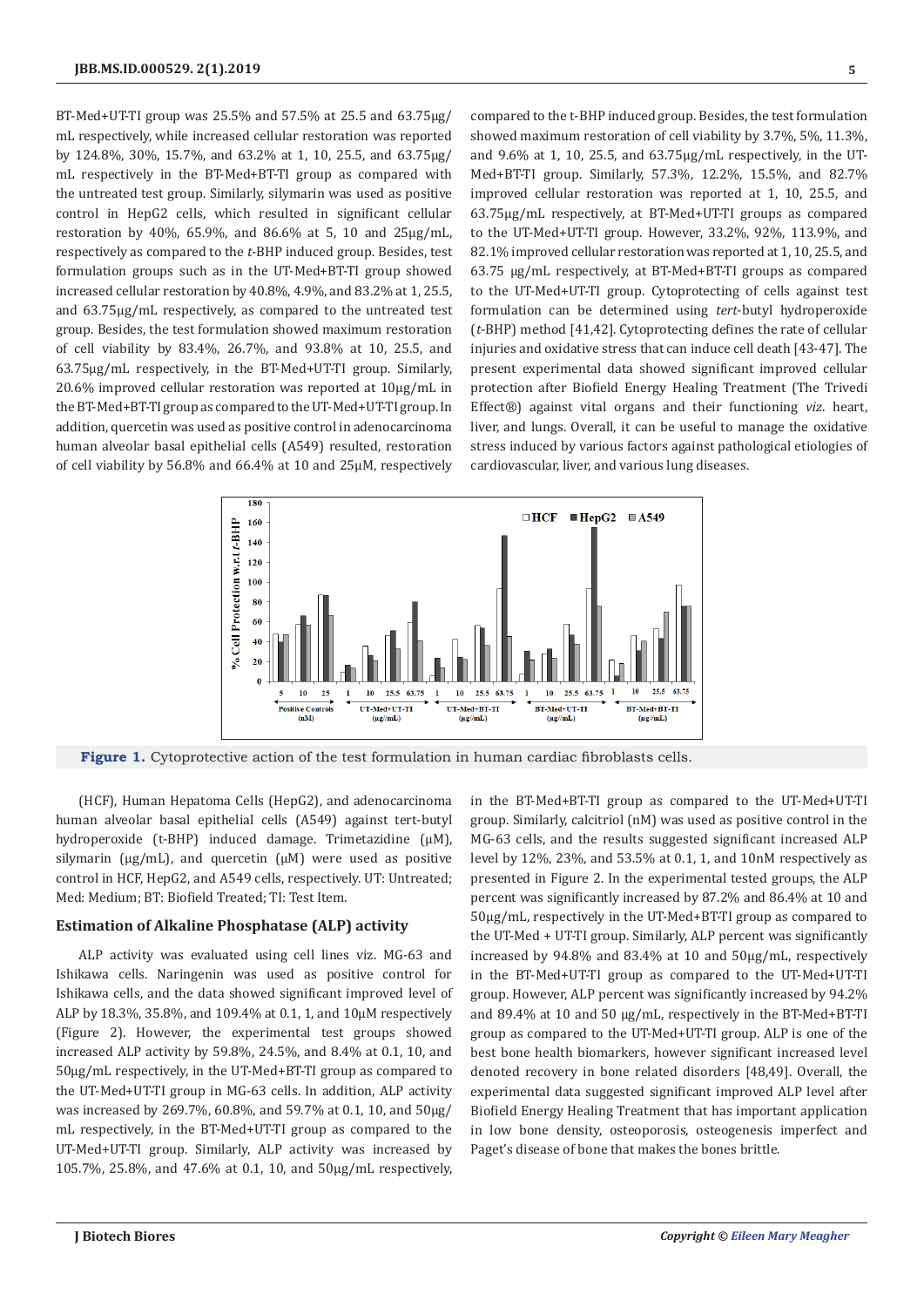BT-Med+UT-TI group was 25.5% and 57.5% at 25.5 and 63.75μg/mL respectively, while increased cellular restoration was reported by 124.8%, 30%, 15.7%, and 63.2% at 1, 10, 25.5, and 63.75μg/mL respectively in the BT-Med+BT-TI group as compared with the untreated test group. Similarly, silymarin was used as positive control in HepG2 cells, which resulted in significant cellular restoration by 40%, 65.9%, and 86.6% at 5, 10 and 25μg/mL, respectively as compared to the *t*-BHP induced group. Besides, test formulation groups such as in the UT-Med+BT-TI group showed increased cellular restoration by 40.8%, 4.9%, and 83.2% at 1, 25.5, and 63.75μg/mL respectively, as compared to the untreated test group. Besides, the test formulation showed maximum restoration of cell viability by 83.4%, 26.7%, and 93.8% at 10, 25.5, and 63.75μg/mL respectively, in the BT-Med+UT-TI group. Similarly, 20.6% improved cellular restoration was reported at 10μg/mL in the BT-Med+BT-TI group as compared to the UT-Med+UT-TI group. In addition, quercetin was used as positive control in adenocarcinoma human alveolar basal epithelial cells (A549) resulted, restoration of cell viability by 56.8% and 66.4% at 10 and 25μM, respectively compared to the t-BHP induced group. Besides, the test formulation showed maximum restoration of cell viability by 3.7%, 5%, 11.3%, and 9.6% at 1, 10, 25.5, and 63.75μg/mL respectively, in the UT-Med+BT-TI group. Similarly, 57.3%, 12.2%, 15.5%, and 82.7% improved cellular restoration was reported at 1, 10, 25.5, and 63.75μg/mL respectively, at BT-Med+UT-TI groups as compared to the UT-Med+UT-TI group. However, 33.2%, 92%, 113.9%, and 82.1% improved cellular restoration was reported at 1, 10, 25.5, and 63.75 μg/mL respectively, at BT-Med+BT-TI groups as compared to the UT-Med+UT-TI group. Cytoprotecting of cells against test formulation can be determined using *tert*-butyl hydroperoxide (*t*-BHP) method [41,42]. Cytoprotecting defines the rate of cellular injuries and oxidative stress that can induce cell death [43-47]. The present experimental data showed significant improved cellular protection after Biofield Energy Healing Treatment (The Trivedi Effect®) against vital organs and their functioning *viz*. heart, liver, and lungs. Overall, it can be useful to manage the oxidative stress induced by various factors against pathological etiologies of cardiovascular, liver, and various lung diseases.

**Figure 1.** Cytoprotective action of the test formulation in human cardiac fibroblasts cells (HCF), Human Hepatoma Cells (HepG2), and adenocarcinoma human alveolar basal epithelial cells (A549) against tert-butyl hydroperoxide (t-BHP) induced damage. Trimetazidine (μM), silymarin (μg/mL), and quercetin (μM) were used as positive control in HCF, HepG2, and A549 cells, respectively. UT: Untreated; Med: Medium; BT: Biofield Treated; TI: Test Item.

### Estimation of Alkaline Phosphatase (ALP) activity

ALP activity was evaluated using cell lines viz. MG-63 and Ishikawa cells. Naringenin was used as positive control for Ishikawa cells, and the data showed significant improved level of ALP by 18.3%, 35.8%, and 109.4% at 0.1, 1, and 10μM respectively (Figure 2). However, the experimental test groups showed increased ALP activity by 59.8%, 24.5%, and 8.4% at 0.1, 10, and 50μg/mL respectively, in the UT-Med+BT-TI group as compared to the UT-Med+UT-TI group in MG-63 cells. In addition, ALP activity was increased by 269.7%, 60.8%, and 59.7% at 0.1, 10, and 50μg/mL respectively, in the BT-Med+UT-TI group as compared to the UT-Med+UT-TI group. Similarly, ALP activity was increased by 105.7%, 25.8%, and 47.6% at 0.1, 10, and 50μg/mL respectively, in the BT-Med+BT-TI group as compared to the UT-Med+UT-TI group. Similarly, calcitriol (nM) was used as positive control in the MG-63 cells, and the results suggested significant increased ALP level by 12%, 23%, and 53.5% at 0.1, 1, and 10nM respectively as presented in Figure 2. In the experimental tested groups, the ALP percent was significantly increased by 87.2% and 86.4% at 10 and 50μg/mL, respectively in the UT-Med+BT-TI group as compared to the UT-Med + UT-TI group. Similarly, ALP percent was significantly increased by 94.8% and 83.4% at 10 and 50μg/mL, respectively in the BT-Med+UT-TI group as compared to the UT-Med+UT-TI group. However, ALP percent was significantly increased by 94.2% and 89.4% at 10 and 50 μg/mL, respectively in the BT-Med+BT-TI group as compared to the UT-Med+UT-TI group. ALP is one of the best bone health biomarkers, however significant increased level denoted recovery in bone related disorders [48,49]. Overall, the experimental data suggested significant improved ALP level after Biofield Energy Healing Treatment that has important application in low bone density, osteoporosis, osteogenesis imperfect and Paget's disease of bone that makes the bones brittle.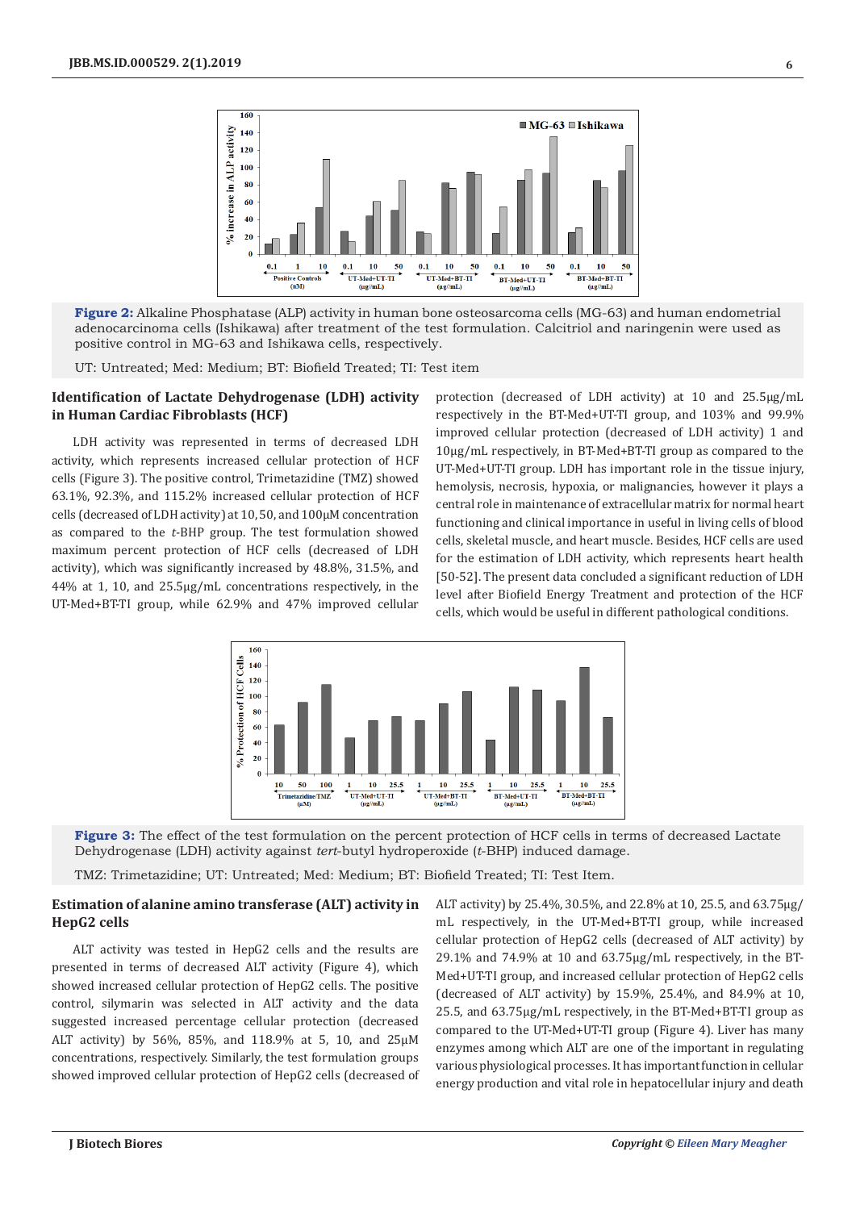**Figure 2:** Alkaline Phosphatase (ALP) activity in human bone osteosarcoma cells (MG-63) and human endometrial adenocarcinoma cells (Ishikawa) after treatment of the test formulation. Calcitriol and naringenin were used as positive control in MG-63 and Ishikawa cells, respectively.

UT: Untreated; Med: Medium; BT: Biofield Treated; TI: Test item

### Identification of Lactate Dehydrogenase (LDH) activity in Human Cardiac Fibroblasts (HCF)

LDH activity was represented in terms of decreased LDH activity, which represents increased cellular protection of HCF cells (Figure 3). The positive control, Trimetazidine (TMZ) showed 63.1%, 92.3%, and 115.2% increased cellular protection of HCF cells (decreased of LDH activity) at 10, 50, and 100µM concentration as compared to the *t*-BHP group. The test formulation showed maximum percent protection of HCF cells (decreased of LDH activity), which was significantly increased by 48.8%, 31.5%, and 44% at 1, 10, and 25.5µg/mL concentrations respectively, in the UT-Med+BT-TI group, while 62.9% and 47% improved cellular protection (decreased of LDH activity) at 10 and 25.5µg/mL respectively in the BT-Med+UT-TI group, and 103% and 99.9% improved cellular protection (decreased of LDH activity) 1 and 10µg/mL respectively, in BT-Med+BT-TI group as compared to the UT-Med+UT-TI group. LDH has important role in the tissue injury, hemolysis, necrosis, hypoxia, or malignancies, however it plays a central role in maintenance of extracellular matrix for normal heart functioning and clinical importance in useful in living cells of blood cells, skeletal muscle, and heart muscle. Besides, HCF cells are used for the estimation of LDH activity, which represents heart health [50-52]. The present data concluded a significant reduction of LDH level after Biofield Energy Treatment and protection of the HCF cells, which would be useful in different pathological conditions.

**Figure 3:** The effect of the test formulation on the percent protection of HCF cells in terms of decreased Lactate Dehydrogenase (LDH) activity against *tert*-butyl hydroperoxide (*t*-BHP) induced damage.

TMZ: Trimetazidine; UT: Untreated; Med: Medium; BT: Biofield Treated; TI: Test Item.

### Estimation of alanine amino transferase (ALT) activity in HepG2 cells

ALT activity was tested in HepG2 cells and the results are presented in terms of decreased ALT activity (Figure 4), which showed increased cellular protection of HepG2 cells. The positive control, silymarin was selected in ALT activity and the data suggested increased percentage cellular protection (decreased ALT activity) by 56%, 85%, and 118.9% at 5, 10, and 25µM concentrations, respectively. Similarly, the test formulation groups showed improved cellular protection of HepG2 cells (decreased of ALT activity) by 25.4%, 30.5%, and 22.8% at 10, 25.5, and 63.75µg/mL respectively, in the UT-Med+BT-TI group, while increased cellular protection of HepG2 cells (decreased of ALT activity) by 29.1% and 74.9% at 10 and 63.75µg/mL respectively, in the BT-Med+UT-TI group, and increased cellular protection of HepG2 cells (decreased of ALT activity) by 15.9%, 25.4%, and 84.9% at 10, 25.5, and 63.75µg/mL respectively, in the BT-Med+BT-TI group as compared to the UT-Med+UT-TI group (Figure 4). Liver has many enzymes among which ALT are one of the important in regulating various physiological processes. It has important function in cellular energy production and vital role in hepatocellular injury and death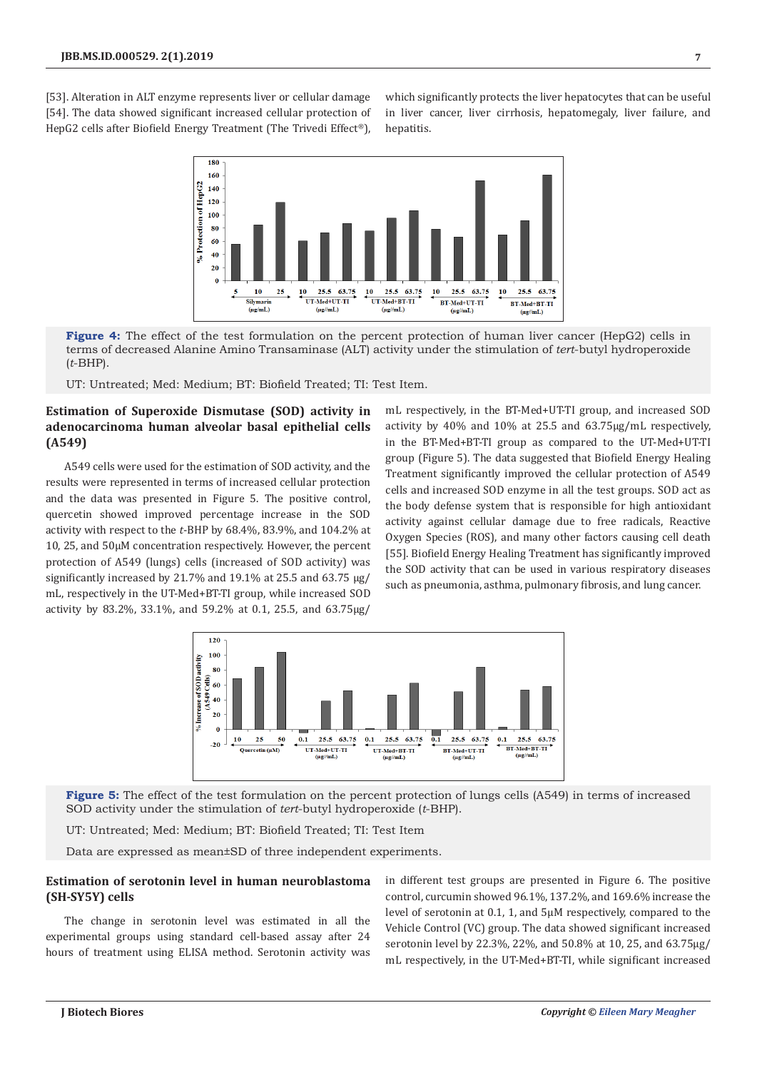[53]. Alteration in ALT enzyme represents liver or cellular damage [54]. The data showed significant increased cellular protection of HepG2 cells after Biofield Energy Treatment (The Trivedi Effect®), which significantly protects the liver hepatocytes that can be useful in liver cancer, liver cirrhosis, hepatomegaly, liver failure, and hepatitis.

**Figure 4:** The effect of the test formulation on the percent protection of human liver cancer (HepG2) cells in terms of decreased Alanine Amino Transaminase (ALT) activity under the stimulation of *tert*-butyl hydroperoxide (*t*-BHP).

UT: Untreated; Med: Medium; BT: Biofield Treated; TI: Test Item.

### Estimation of Superoxide Dismutase (SOD) activity in adenocarcinoma human alveolar basal epithelial cells (A549)

A549 cells were used for the estimation of SOD activity, and the results were represented in terms of increased cellular protection and the data was presented in Figure 5. The positive control, quercetin showed improved percentage increase in the SOD activity with respect to the *t*-BHP by 68.4%, 83.9%, and 104.2% at 10, 25, and 50μM concentration respectively. However, the percent protection of A549 (lungs) cells (increased of SOD activity) was significantly increased by 21.7% and 19.1% at 25.5 and 63.75 μg/mL, respectively in the UT-Med+BT-TI group, while increased SOD activity by 83.2%, 33.1%, and 59.2% at 0.1, 25.5, and 63.75μg/mL respectively, in the BT-Med+UT-TI group, and increased SOD activity by 40% and 10% at 25.5 and 63.75μg/mL respectively, in the BT-Med+BT-TI group as compared to the UT-Med+UT-TI group (Figure 5). The data suggested that Biofield Energy Healing Treatment significantly improved the cellular protection of A549 cells and increased SOD enzyme in all the test groups. SOD act as the body defense system that is responsible for high antioxidant activity against cellular damage due to free radicals, Reactive Oxygen Species (ROS), and many other factors causing cell death [55]. Biofield Energy Healing Treatment has significantly improved the SOD activity that can be used in various respiratory diseases such as pneumonia, asthma, pulmonary fibrosis, and lung cancer.

**Figure 5:** The effect of the test formulation on the percent protection of lungs cells (A549) in terms of increased SOD activity under the stimulation of *tert*-butyl hydroperoxide (*t*-BHP).

UT: Untreated; Med: Medium; BT: Biofield Treated; TI: Test Item

Data are expressed as mean±SD of three independent experiments.

### Estimation of serotonin level in human neuroblastoma (SH-SY5Y) cells

The change in serotonin level was estimated in all the experimental groups using standard cell-based assay after 24 hours of treatment using ELISA method. Serotonin activity was in different test groups are presented in Figure 6. The positive control, curcumin showed 96.1%, 137.2%, and 169.6% increase the level of serotonin at 0.1, 1, and 5μM respectively, compared to the Vehicle Control (VC) group. The data showed significant increased serotonin level by 22.3%, 22%, and 50.8% at 10, 25, and 63.75μg/mL respectively, in the UT-Med+BT-TI, while significant increased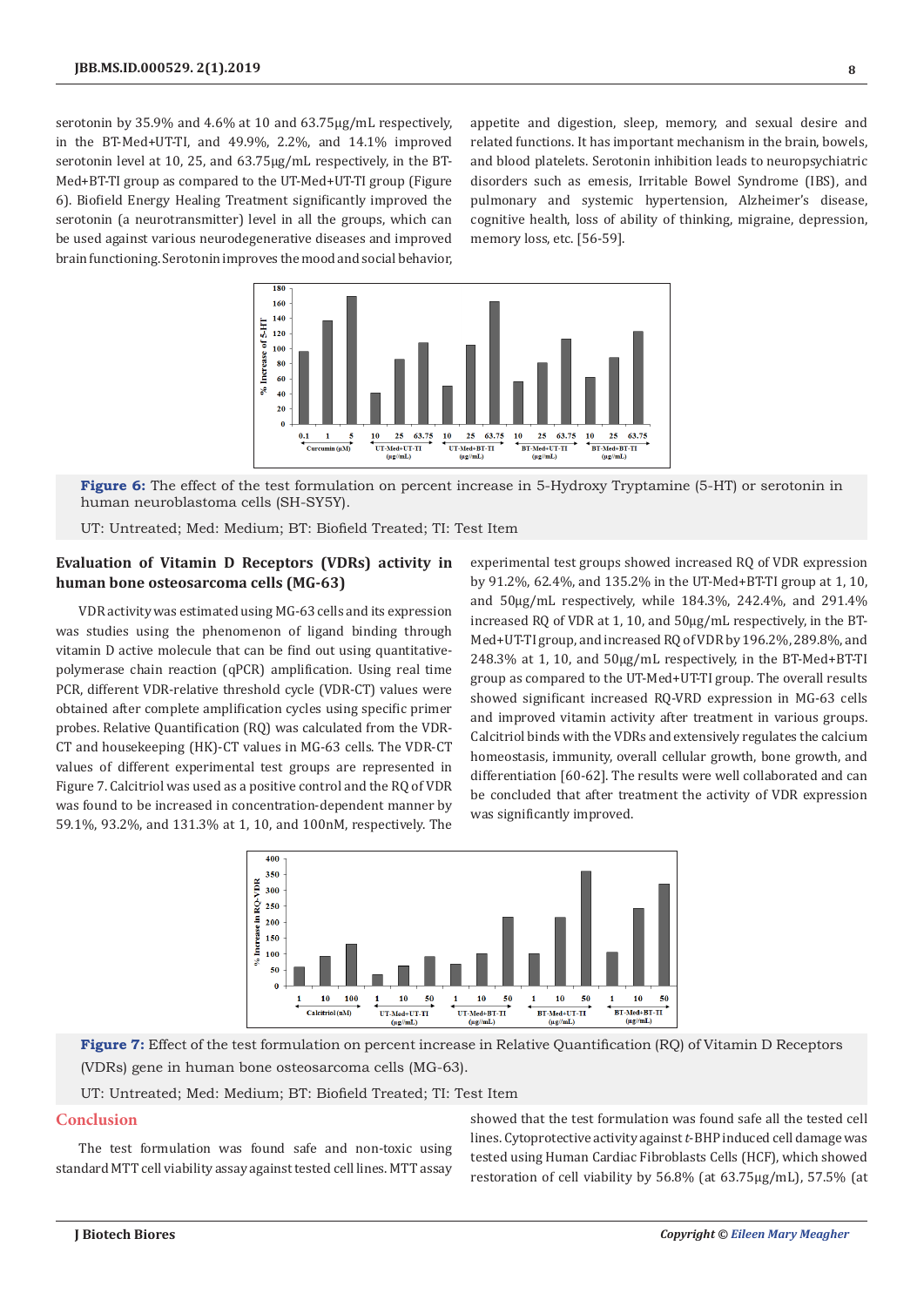serotonin by 35.9% and 4.6% at 10 and 63.75µg/mL respectively, in the BT-Med+UT-TI, and 49.9%, 2.2%, and 14.1% improved serotonin level at 10, 25, and 63.75µg/mL respectively, in the BT-Med+BT-TI group as compared to the UT-Med+UT-TI group (Figure 6). Biofield Energy Healing Treatment significantly improved the serotonin (a neurotransmitter) level in all the groups, which can be used against various neurodegenerative diseases and improved brain functioning. Serotonin improves the mood and social behavior, appetite and digestion, sleep, memory, and sexual desire and related functions. It has important mechanism in the brain, bowels, and blood platelets. Serotonin inhibition leads to neuropsychiatric disorders such as emesis, Irritable Bowel Syndrome (IBS), and pulmonary and systemic hypertension, Alzheimer's disease, cognitive health, loss of ability of thinking, migraine, depression, memory loss, etc. [56-59].

**Figure 6:** The effect of the test formulation on percent increase in 5-Hydroxy Tryptamine (5-HT) or serotonin in human neuroblastoma cells (SH-SY5Y).

UT: Untreated; Med: Medium; BT: Biofield Treated; TI: Test Item

### Evaluation of Vitamin D Receptors (VDRs) activity in human bone osteosarcoma cells (MG-63)

VDR activity was estimated using MG-63 cells and its expression was studies using the phenomenon of ligand binding through vitamin D active molecule that can be find out using quantitative-polymerase chain reaction (qPCR) amplification. Using real time PCR, different VDR-relative threshold cycle (VDR-CT) values were obtained after complete amplification cycles using specific primer probes. Relative Quantification (RQ) was calculated from the VDR-CT and housekeeping (HK)-CT values in MG-63 cells. The VDR-CT values of different experimental test groups are represented in Figure 7. Calcitriol was used as a positive control and the RQ of VDR was found to be increased in concentration-dependent manner by 59.1%, 93.2%, and 131.3% at 1, 10, and 100nM, respectively. The experimental test groups showed increased RQ of VDR expression by 91.2%, 62.4%, and 135.2% in the UT-Med+BT-TI group at 1, 10, and 50µg/mL respectively, while 184.3%, 242.4%, and 291.4% increased RQ of VDR at 1, 10, and 50µg/mL respectively, in the BT-Med+UT-TI group, and increased RQ of VDR by 196.2%, 289.8%, and 248.3% at 1, 10, and 50µg/mL respectively, in the BT-Med+BT-TI group as compared to the UT-Med+UT-TI group. The overall results showed significant increased RQ-VRD expression in MG-63 cells and improved vitamin activity after treatment in various groups. Calcitriol binds with the VDRs and extensively regulates the calcium homeostasis, immunity, overall cellular growth, bone growth, and differentiation [60-62]. The results were well collaborated and can be concluded that after treatment the activity of VDR expression was significantly improved.

**Figure 7:** Effect of the test formulation on percent increase in Relative Quantification (RQ) of Vitamin D Receptors (VDRs) gene in human bone osteosarcoma cells (MG-63).

UT: Untreated; Med: Medium; BT: Biofield Treated; TI: Test Item

## Conclusion

The test formulation was found safe and non-toxic using standard MTT cell viability assay against tested cell lines. MTT assay showed that the test formulation was found safe all the tested cell lines. Cytoprotective activity against *t*-BHP induced cell damage was tested using Human Cardiac Fibroblasts Cells (HCF), which showed restoration of cell viability by 56.8% (at 63.75µg/mL), 57.5% (at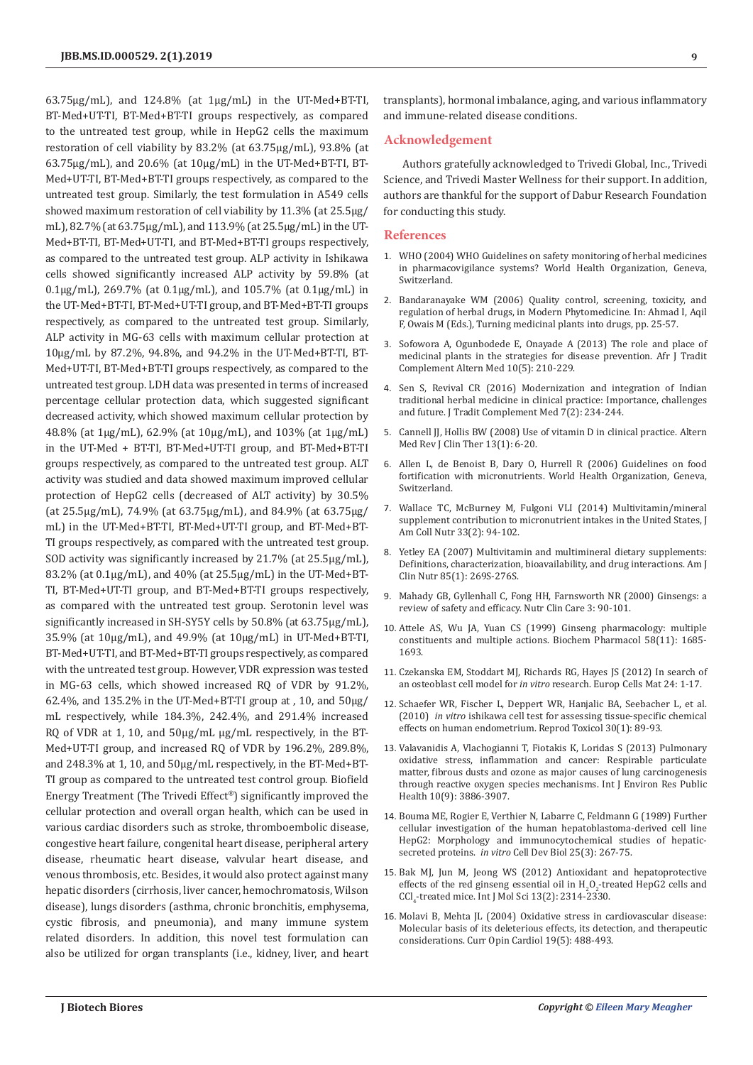63.75μg/mL), and 124.8% (at 1μg/mL) in the UT-Med+BT-TI, BT-Med+UT-TI, BT-Med+BT-TI groups respectively, as compared to the untreated test group, while in HepG2 cells the maximum restoration of cell viability by 83.2% (at 63.75μg/mL), 93.8% (at 63.75μg/mL), and 20.6% (at 10μg/mL) in the UT-Med+BT-TI, BT-Med+UT-TI, BT-Med+BT-TI groups respectively, as compared to the untreated test group. Similarly, the test formulation in A549 cells showed maximum restoration of cell viability by 11.3% (at 25.5μg/mL), 82.7% (at 63.75μg/mL), and 113.9% (at 25.5μg/mL) in the UT-Med+BT-TI, BT-Med+UT-TI, and BT-Med+BT-TI groups respectively, as compared to the untreated test group. ALP activity in Ishikawa cells showed significantly increased ALP activity by 59.8% (at 0.1μg/mL), 269.7% (at 0.1μg/mL), and 105.7% (at 0.1μg/mL) in the UT-Med+BT-TI, BT-Med+UT-TI group, and BT-Med+BT-TI groups respectively, as compared to the untreated test group. Similarly, ALP activity in MG-63 cells with maximum cellular protection at 10μg/mL by 87.2%, 94.8%, and 94.2% in the UT-Med+BT-TI, BT-Med+UT-TI, BT-Med+BT-TI groups respectively, as compared to the untreated test group. LDH data was presented in terms of increased percentage cellular protection data, which suggested significant decreased activity, which showed maximum cellular protection by 48.8% (at 1μg/mL), 62.9% (at 10μg/mL), and 103% (at 1μg/mL) in the UT-Med + BT-TI, BT-Med+UT-TI group, and BT-Med+BT-TI groups respectively, as compared to the untreated test group. ALT activity was studied and data showed maximum improved cellular protection of HepG2 cells (decreased of ALT activity) by 30.5% (at 25.5μg/mL), 74.9% (at 63.75μg/mL), and 84.9% (at 63.75μg/mL) in the UT-Med+BT-TI, BT-Med+UT-TI group, and BT-Med+BT-TI groups respectively, as compared with the untreated test group. SOD activity was significantly increased by 21.7% (at 25.5μg/mL), 83.2% (at 0.1μg/mL), and 40% (at 25.5μg/mL) in the UT-Med+BT-TI, BT-Med+UT-TI group, and BT-Med+BT-TI groups respectively, as compared with the untreated test group. Serotonin level was significantly increased in SH-SY5Y cells by 50.8% (at 63.75μg/mL), 35.9% (at 10μg/mL), and 49.9% (at 10μg/mL) in UT-Med+BT-TI, BT-Med+UT-TI, and BT-Med+BT-TI groups respectively, as compared with the untreated test group. However, VDR expression was tested in MG-63 cells, which showed increased RQ of VDR by 91.2%, 62.4%, and 135.2% in the UT-Med+BT-TI group at , 10, and 50μg/mL respectively, while 184.3%, 242.4%, and 291.4% increased RQ of VDR at 1, 10, and 50μg/mL μg/mL respectively, in the BT-Med+UT-TI group, and increased RQ of VDR by 196.2%, 289.8%, and 248.3% at 1, 10, and 50μg/mL respectively, in the BT-Med+BT-TI group as compared to the untreated test control group. Biofield Energy Treatment (The Trivedi Effect®) significantly improved the cellular protection and overall organ health, which can be used in various cardiac disorders such as stroke, thromboembolic disease, congestive heart failure, congenital heart disease, peripheral artery disease, rheumatic heart disease, valvular heart disease, and venous thrombosis, etc. Besides, it would also protect against many hepatic disorders (cirrhosis, liver cancer, hemochromatosis, Wilson disease), lungs disorders (asthma, chronic bronchitis, emphysema, cystic fibrosis, and pneumonia), and many immune system related disorders. In addition, this novel test formulation can also be utilized for organ transplants (i.e., kidney, liver, and heart transplants), hormonal imbalance, aging, and various inflammatory and immune-related disease conditions.

## Acknowledgement

Authors gratefully acknowledged to Trivedi Global, Inc., Trivedi Science, and Trivedi Master Wellness for their support. In addition, authors are thankful for the support of Dabur Research Foundation for conducting this study.

## References

1. WHO (2004) WHO Guidelines on safety monitoring of herbal medicines in pharmacovigilance systems? World Health Organization, Geneva, Switzerland.
2. Bandaranayake WM (2006) Quality control, screening, toxicity, and regulation of herbal drugs, in Modern Phytomedicine. In: Ahmad I, Aqil F, Owais M (Eds.), Turning medicinal plants into drugs, pp. 25-57.
3. Sofowora A, Ogunbodede E, Onayade A (2013) The role and place of medicinal plants in the strategies for disease prevention. Afr J Tradit Complement Altern Med 10(5): 210-229.
4. Sen S, Revival CR (2016) Modernization and integration of Indian traditional herbal medicine in clinical practice: Importance, challenges and future. J Tradit Complement Med 7(2): 234-244.
5. Cannell JJ, Hollis BW (2008) Use of vitamin D in clinical practice. Altern Med Rev J Clin Ther 13(1): 6-20.
6. Allen L, de Benoist B, Dary O, Hurrell R (2006) Guidelines on food fortification with micronutrients. World Health Organization, Geneva, Switzerland.
7. Wallace TC, McBurney M, Fulgoni VLI (2014) Multivitamin/mineral supplement contribution to micronutrient intakes in the United States, J Am Coll Nutr 33(2): 94-102.
8. Yetley EA (2007) Multivitamin and multimineral dietary supplements: Definitions, characterization, bioavailability, and drug interactions. Am J Clin Nutr 85(1): 269S-276S.
9. Mahady GB, Gyllenhall C, Fong HH, Farnsworth NR (2000) Ginsengs: a review of safety and efficacy. Nutr Clin Care 3: 90-101.
10. Attele AS, Wu JA, Yuan CS (1999) Ginseng pharmacology: multiple constituents and multiple actions. Biochem Pharmacol 58(11): 1685-1693.
11. Czekanska EM, Stoddart MJ, Richards RG, Hayes JS (2012) In search of an osteoblast cell model for *in vitro* research. Europ Cells Mat 24: 1-17.
12. Schaefer WR, Fischer L, Deppert WR, Hanjalic BA, Seebacher L, et al. (2010) *in vitro* ishikawa cell test for assessing tissue-specific chemical effects on human endometrium. Reprod Toxicol 30(1): 89-93.
13. Valavanidis A, Vlachogianni T, Fiotakis K, Loridas S (2013) Pulmonary oxidative stress, inflammation and cancer: Respirable particulate matter, fibrous dusts and ozone as major causes of lung carcinogenesis through reactive oxygen species mechanisms. Int J Environ Res Public Health 10(9): 3886-3907.
14. Bouma ME, Rogier E, Verthier N, Labarre C, Feldmann G (1989) Further cellular investigation of the human hepatoblastoma-derived cell line HepG2: Morphology and immunocytochemical studies of hepatic-secreted proteins. *in vitro* Cell Dev Biol 25(3): 267-75.
15. Bak MJ, Jun M, Jeong WS (2012) Antioxidant and hepatoprotective effects of the red ginseng essential oil in $H_2O_2$-treated HepG2 cells and $CCl_4$-treated mice. Int J Mol Sci 13(2): 2314-2330.
16. Molavi B, Mehta JL (2004) Oxidative stress in cardiovascular disease: Molecular basis of its deleterious effects, its detection, and therapeutic considerations. Curr Opin Cardiol 19(5): 488-493.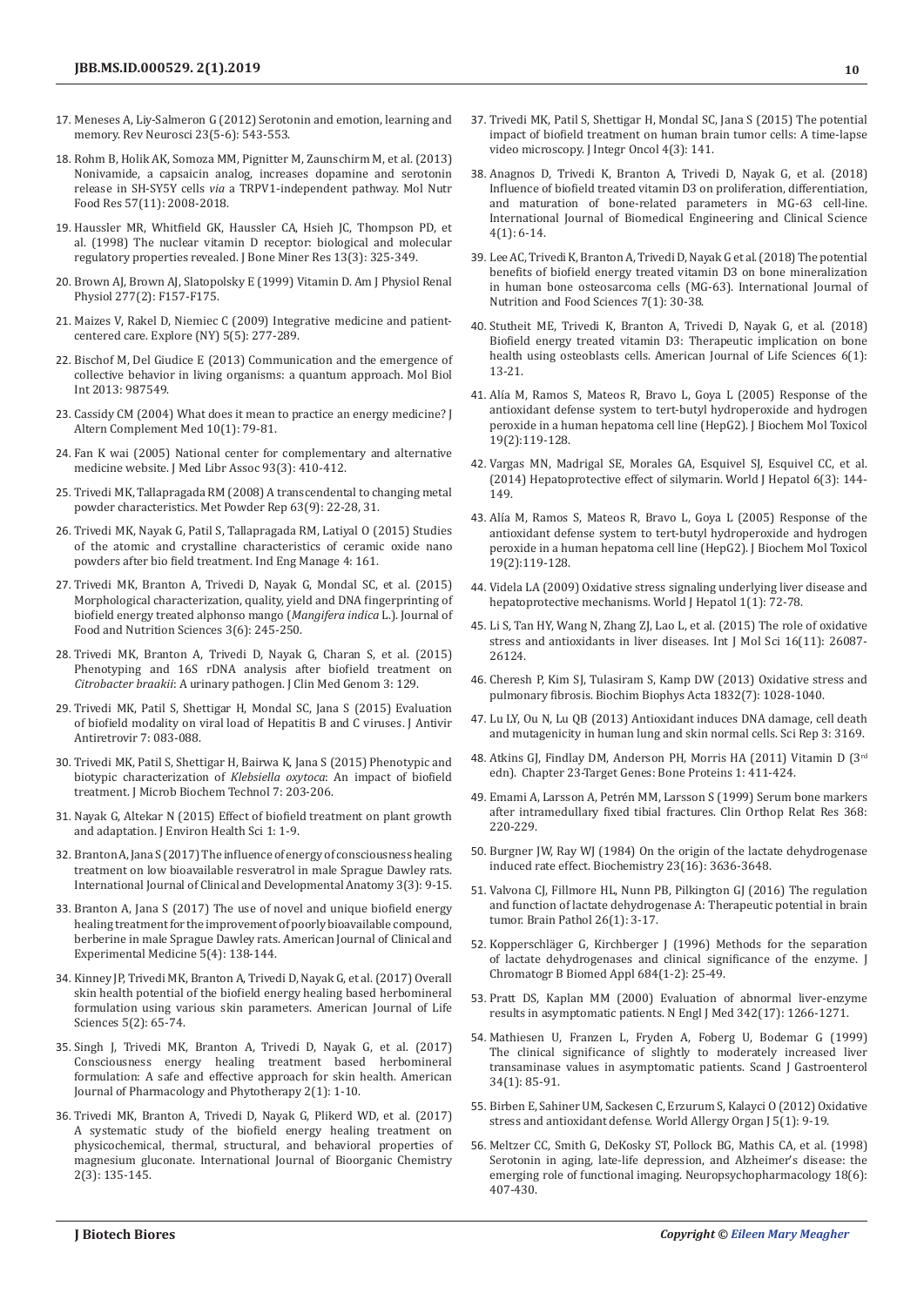17. Meneses A, Liy-Salmeron G (2012) Serotonin and emotion, learning and memory. Rev Neurosci 23(5-6): 543-553.
18. Rohm B, Holik AK, Somoza MM, Pignitter M, Zaunschirm M, et al. (2013) Nonivamide, a capsaicin analog, increases dopamine and serotonin release in SH-SY5Y cells *via* a TRPV1-independent pathway. Mol Nutr Food Res 57(11): 2008-2018.
19. Haussler MR, Whitfield GK, Haussler CA, Hsieh JC, Thompson PD, et al. (1998) The nuclear vitamin D receptor: biological and molecular regulatory properties revealed. J Bone Miner Res 13(3): 325-349.
20. Brown AJ, Brown AJ, Slatopolsky E (1999) Vitamin D. Am J Physiol Renal Physiol 277(2): F157-F175.
21. Maizes V, Rakel D, Niemiec C (2009) Integrative medicine and patient-centered care. Explore (NY) 5(5): 277-289.
22. Bischof M, Del Giudice E (2013) Communication and the emergence of collective behavior in living organisms: a quantum approach. Mol Biol Int 2013: 987549.
23. Cassidy CM (2004) What does it mean to practice an energy medicine? J Altern Complement Med 10(1): 79-81.
24. Fan K wai (2005) National center for complementary and alternative medicine website. J Med Libr Assoc 93(3): 410-412.
25. Trivedi MK, Tallapragada RM (2008) A transcendental to changing metal powder characteristics. Met Powder Rep 63(9): 22-28, 31.
26. Trivedi MK, Nayak G, Patil S, Tallapragada RM, Latiyal O (2015) Studies of the atomic and crystalline characteristics of ceramic oxide nano powders after bio field treatment. Ind Eng Manage 4: 161.
27. Trivedi MK, Branton A, Trivedi D, Nayak G, Mondal SC, et al. (2015) Morphological characterization, quality, yield and DNA fingerprinting of biofield energy treated alphonso mango (*Mangifera indica* L.). Journal of Food and Nutrition Sciences 3(6): 245-250.
28. Trivedi MK, Branton A, Trivedi D, Nayak G, Charan S, et al. (2015) Phenotyping and 16S rDNA analysis after biofield treatment on *Citrobacter braakii*: A urinary pathogen. J Clin Med Genom 3: 129.
29. Trivedi MK, Patil S, Shettigar H, Mondal SC, Jana S (2015) Evaluation of biofield modality on viral load of Hepatitis B and C viruses. J Antivir Antiretrovir 7: 083-088.
30. Trivedi MK, Patil S, Shettigar H, Bairwa K, Jana S (2015) Phenotypic and biotypic characterization of *Klebsiella oxytoca*: An impact of biofield treatment. J Microb Biochem Technol 7: 203-206.
31. Nayak G, Altekar N (2015) Effect of biofield treatment on plant growth and adaptation. J Environ Health Sci 1: 1-9.
32. Branton A, Jana S (2017) The influence of energy of consciousness healing treatment on low bioavailable resveratrol in male Sprague Dawley rats. International Journal of Clinical and Developmental Anatomy 3(3): 9-15.
33. Branton A, Jana S (2017) The use of novel and unique biofield energy healing treatment for the improvement of poorly bioavailable compound, berberine in male Sprague Dawley rats. American Journal of Clinical and Experimental Medicine 5(4): 138-144.
34. Kinney JP, Trivedi MK, Branton A, Trivedi D, Nayak G, et al. (2017) Overall skin health potential of the biofield energy healing based herbomineral formulation using various skin parameters. American Journal of Life Sciences 5(2): 65-74.
35. Singh J, Trivedi MK, Branton A, Trivedi D, Nayak G, et al. (2017) Consciousness energy healing treatment based herbomineral formulation: A safe and effective approach for skin health. American Journal of Pharmacology and Phytotherapy 2(1): 1-10.
36. Trivedi MK, Branton A, Trivedi D, Nayak G, Plikerd WD, et al. (2017) A systematic study of the biofield energy healing treatment on physicochemical, thermal, structural, and behavioral properties of magnesium gluconate. International Journal of Bioorganic Chemistry 2(3): 135-145.
37. Trivedi MK, Patil S, Shettigar H, Mondal SC, Jana S (2015) The potential impact of biofield treatment on human brain tumor cells: A time-lapse video microscopy. J Integr Oncol 4(3): 141.
38. Anagnos D, Trivedi K, Branton A, Trivedi D, Nayak G, et al. (2018) Influence of biofield treated vitamin D3 on proliferation, differentiation, and maturation of bone-related parameters in MG-63 cell-line. International Journal of Biomedical Engineering and Clinical Science 4(1): 6-14.
39. Lee AC, Trivedi K, Branton A, Trivedi D, Nayak G et al. (2018) The potential benefits of biofield energy treated vitamin D3 on bone mineralization in human bone osteosarcoma cells (MG-63). International Journal of Nutrition and Food Sciences 7(1): 30-38.
40. Stutheit ME, Trivedi K, Branton A, Trivedi D, Nayak G, et al. (2018) Biofield energy treated vitamin D3: Therapeutic implication on bone health using osteoblasts cells. American Journal of Life Sciences 6(1): 13-21.
41. Alía M, Ramos S, Mateos R, Bravo L, Goya L (2005) Response of the antioxidant defense system to tert-butyl hydroperoxide and hydrogen peroxide in a human hepatoma cell line (HepG2). J Biochem Mol Toxicol 19(2):119-128.
42. Vargas MN, Madrigal SE, Morales GA, Esquivel SJ, Esquivel CC, et al. (2014) Hepatoprotective effect of silymarin. World J Hepatol 6(3): 144-149.
43. Alía M, Ramos S, Mateos R, Bravo L, Goya L (2005) Response of the antioxidant defense system to tert-butyl hydroperoxide and hydrogen peroxide in a human hepatoma cell line (HepG2). J Biochem Mol Toxicol 19(2):119-128.
44. Videla LA (2009) Oxidative stress signaling underlying liver disease and hepatoprotective mechanisms. World J Hepatol 1(1): 72-78.
45. Li S, Tan HY, Wang N, Zhang ZJ, Lao L, et al. (2015) The role of oxidative stress and antioxidants in liver diseases. Int J Mol Sci 16(11): 26087-26124.
46. Cheresh P, Kim SJ, Tulasiram S, Kamp DW (2013) Oxidative stress and pulmonary fibrosis. Biochim Biophys Acta 1832(7): 1028-1040.
47. Lu LY, Ou N, Lu QB (2013) Antioxidant induces DNA damage, cell death and mutagenicity in human lung and skin normal cells. Sci Rep 3: 3169.
48. Atkins GJ, Findlay DM, Anderson PH, Morris HA (2011) Vitamin D (3rd edn). Chapter 23-Target Genes: Bone Proteins 1: 411-424.
49. Emami A, Larsson A, Petrén MM, Larsson S (1999) Serum bone markers after intramedullary fixed tibial fractures. Clin Orthop Relat Res 368: 220-229.
50. Burgner JW, Ray WJ (1984) On the origin of the lactate dehydrogenase induced rate effect. Biochemistry 23(16): 3636-3648.
51. Valvona CJ, Fillmore HL, Nunn PB, Pilkington GJ (2016) The regulation and function of lactate dehydrogenase A: Therapeutic potential in brain tumor. Brain Pathol 26(1): 3-17.
52. Kopperschläger G, Kirchberger J (1996) Methods for the separation of lactate dehydrogenases and clinical significance of the enzyme. J Chromatogr B Biomed Appl 684(1-2): 25-49.
53. Pratt DS, Kaplan MM (2000) Evaluation of abnormal liver-enzyme results in asymptomatic patients. N Engl J Med 342(17): 1266-1271.
54. Mathiesen U, Franzen L, Fryden A, Foberg U, Bodemar G (1999) The clinical significance of slightly to moderately increased liver transaminase values in asymptomatic patients. Scand J Gastroenterol 34(1): 85-91.
55. Birben E, Sahiner UM, Sackesen C, Erzurum S, Kalayci O (2012) Oxidative stress and antioxidant defense. World Allergy Organ J 5(1): 9-19.
56. Meltzer CC, Smith G, DeKosky ST, Pollock BG, Mathis CA, et al. (1998) Serotonin in aging, late-life depression, and Alzheimer's disease: the emerging role of functional imaging. Neuropsychopharmacology 18(6): 407-430.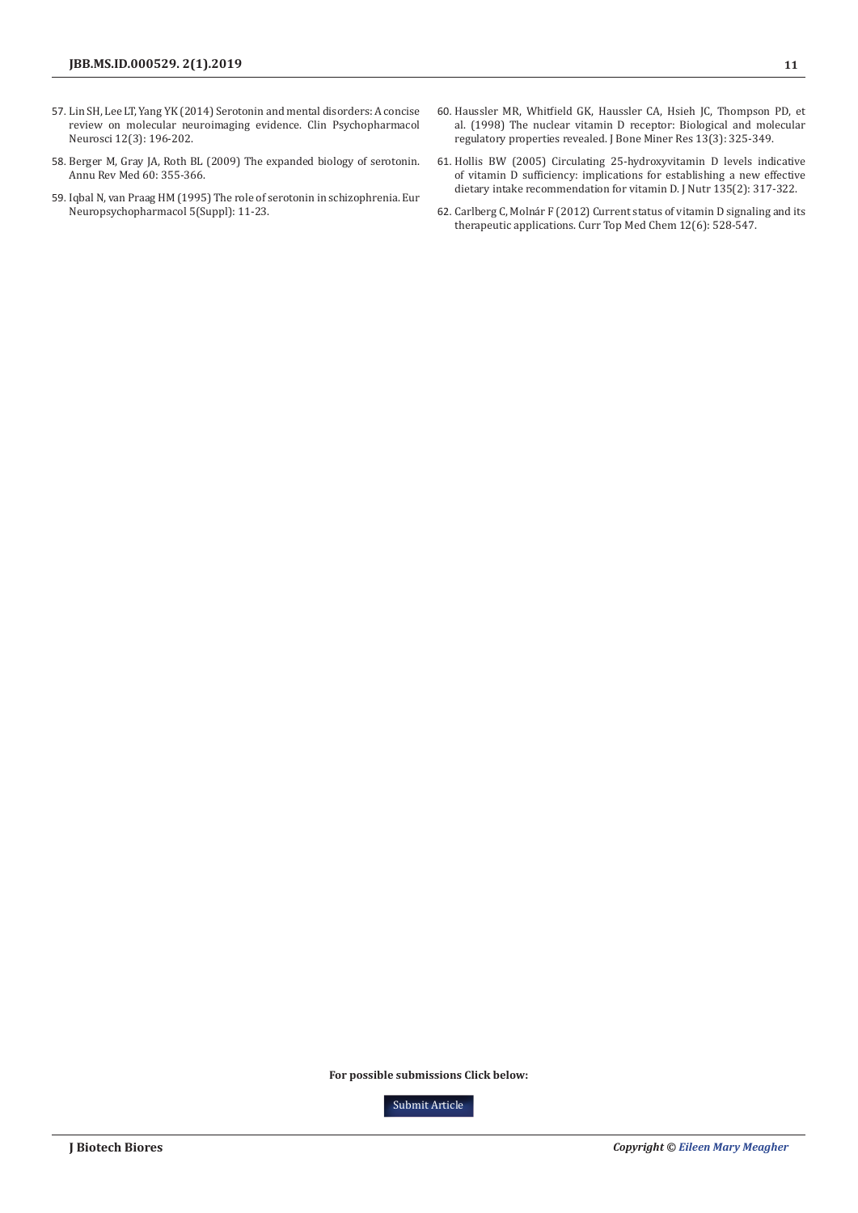57. Lin SH, Lee LT, Yang YK (2014) Serotonin and mental disorders: A concise review on molecular neuroimaging evidence. Clin Psychopharmacol Neurosci 12(3): 196-202.
58. Berger M, Gray JA, Roth BL (2009) The expanded biology of serotonin. Annu Rev Med 60: 355-366.
59. Iqbal N, van Praag HM (1995) The role of serotonin in schizophrenia. Eur Neuropsychopharmacol 5(Suppl): 11-23.
60. Haussler MR, Whitfield GK, Haussler CA, Hsieh JC, Thompson PD, et al. (1998) The nuclear vitamin D receptor: Biological and molecular regulatory properties revealed. J Bone Miner Res 13(3): 325-349.
61. Hollis BW (2005) Circulating 25-hydroxyvitamin D levels indicative of vitamin D sufficiency: implications for establishing a new effective dietary intake recommendation for vitamin D. J Nutr 135(2): 317-322.
62. Carlberg C, Molnár F (2012) Current status of vitamin D signaling and its therapeutic applications. Curr Top Med Chem 12(6): 528-547.

**For possible submissions Click below:**

Submit Article